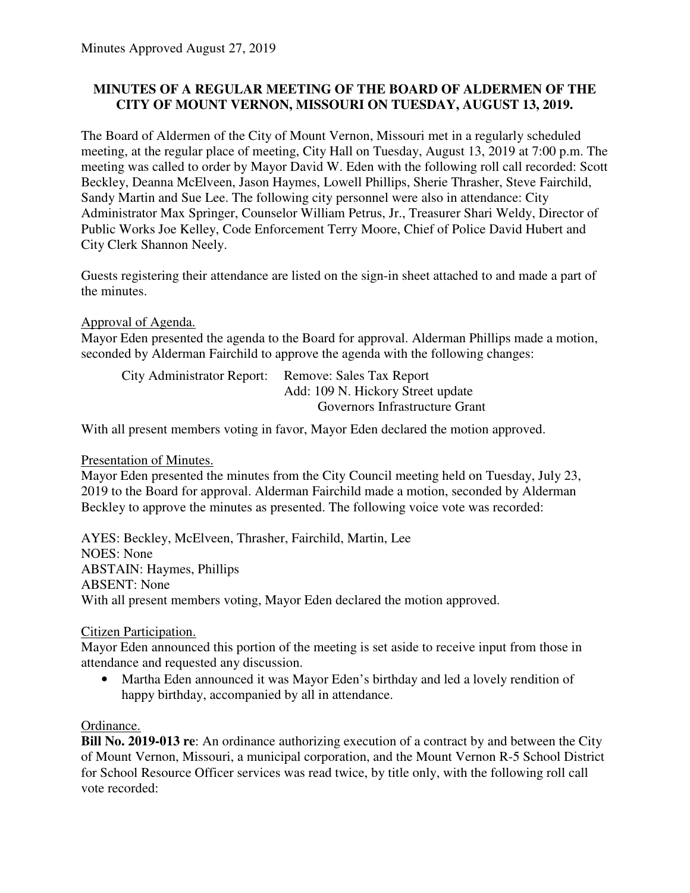Minutes Approved August 27, 2019

**MINUTES OF A REGULAR MEETING OF THE BOARD OF ALDERMEN OF THE CITY OF MOUNT VERNON, MISSOURI ON TUESDAY, AUGUST 13, 2019.**

The Board of Aldermen of the City of Mount Vernon, Missouri met in a regularly scheduled meeting, at the regular place of meeting, City Hall on Tuesday, August 13, 2019 at 7:00 p.m. The meeting was called to order by Mayor David W. Eden with the following roll call recorded: Scott Beckley, Deanna McElveen, Jason Haymes, Lowell Phillips, Sherie Thrasher, Steve Fairchild, Sandy Martin and Sue Lee. The following city personnel were also in attendance: City Administrator Max Springer, Counselor William Petrus, Jr., Treasurer Shari Weldy, Director of Public Works Joe Kelley, Code Enforcement Terry Moore, Chief of Police David Hubert and City Clerk Shannon Neely.

Guests registering their attendance are listed on the sign-in sheet attached to and made a part of the minutes.

<u>Approval of Agenda.</u>
Mayor Eden presented the agenda to the Board for approval. Alderman Phillips made a motion, seconded by Alderman Fairchild to approve the agenda with the following changes:

City Administrator Report: Remove: Sales Tax Report
Add: 109 N. Hickory Street update
Governors Infrastructure Grant

With all present members voting in favor, Mayor Eden declared the motion approved.

<u>Presentation of Minutes.</u>
Mayor Eden presented the minutes from the City Council meeting held on Tuesday, July 23, 2019 to the Board for approval. Alderman Fairchild made a motion, seconded by Alderman Beckley to approve the minutes as presented. The following voice vote was recorded:

AYES: Beckley, McElveen, Thrasher, Fairchild, Martin, Lee
NOES: None
ABSTAIN: Haymes, Phillips
ABSENT: None
With all present members voting, Mayor Eden declared the motion approved.

<u>Citizen Participation.</u>
Mayor Eden announced this portion of the meeting is set aside to receive input from those in attendance and requested any discussion.

- Martha Eden announced it was Mayor Eden's birthday and led a lovely rendition of happy birthday, accompanied by all in attendance.

<u>Ordinance.</u>
**Bill No. 2019-013 re**: An ordinance authorizing execution of a contract by and between the City of Mount Vernon, Missouri, a municipal corporation, and the Mount Vernon R-5 School District for School Resource Officer services was read twice, by title only, with the following roll call vote recorded: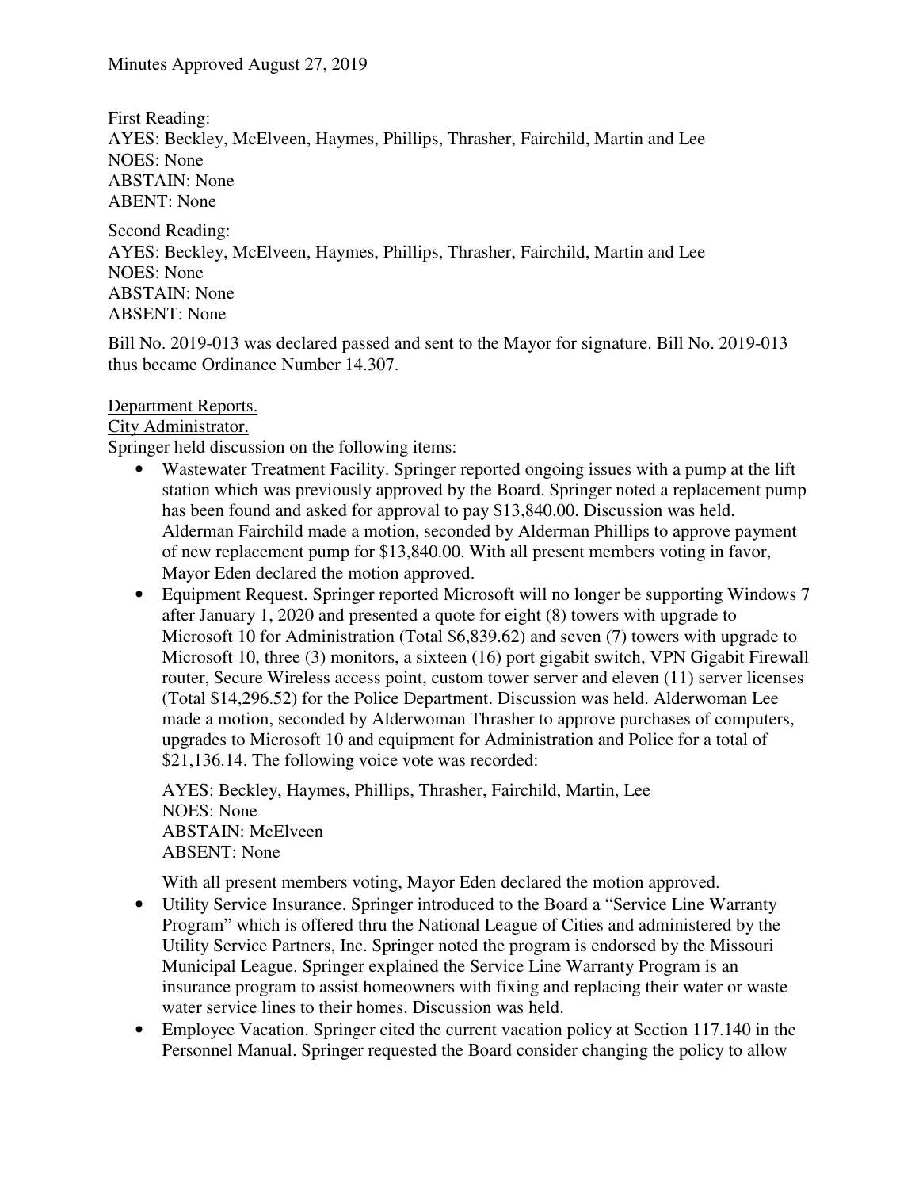Minutes Approved August 27, 2019

First Reading:
AYES: Beckley, McElveen, Haymes, Phillips, Thrasher, Fairchild, Martin and Lee
NOES: None
ABSTAIN: None
ABENT: None

Second Reading:
AYES: Beckley, McElveen, Haymes, Phillips, Thrasher, Fairchild, Martin and Lee
NOES: None
ABSTAIN: None
ABSENT: None

Bill No. 2019-013 was declared passed and sent to the Mayor for signature. Bill No. 2019-013 thus became Ordinance Number 14.307.

Department Reports.

City Administrator.

Springer held discussion on the following items:

- Wastewater Treatment Facility. Springer reported ongoing issues with a pump at the lift station which was previously approved by the Board. Springer noted a replacement pump has been found and asked for approval to pay $13,840.00. Discussion was held. Alderman Fairchild made a motion, seconded by Alderman Phillips to approve payment of new replacement pump for $13,840.00. With all present members voting in favor, Mayor Eden declared the motion approved.
- Equipment Request. Springer reported Microsoft will no longer be supporting Windows 7 after January 1, 2020 and presented a quote for eight (8) towers with upgrade to Microsoft 10 for Administration (Total $6,839.62) and seven (7) towers with upgrade to Microsoft 10, three (3) monitors, a sixteen (16) port gigabit switch, VPN Gigabit Firewall router, Secure Wireless access point, custom tower server and eleven (11) server licenses (Total $14,296.52) for the Police Department. Discussion was held. Alderwoman Lee made a motion, seconded by Alderwoman Thrasher to approve purchases of computers, upgrades to Microsoft 10 and equipment for Administration and Police for a total of $21,136.14. The following voice vote was recorded:

  AYES: Beckley, Haymes, Phillips, Thrasher, Fairchild, Martin, Lee
  NOES: None
  ABSTAIN: McElveen
  ABSENT: None

  With all present members voting, Mayor Eden declared the motion approved.
- Utility Service Insurance. Springer introduced to the Board a "Service Line Warranty Program" which is offered thru the National League of Cities and administered by the Utility Service Partners, Inc. Springer noted the program is endorsed by the Missouri Municipal League. Springer explained the Service Line Warranty Program is an insurance program to assist homeowners with fixing and replacing their water or waste water service lines to their homes. Discussion was held.
- Employee Vacation. Springer cited the current vacation policy at Section 117.140 in the Personnel Manual. Springer requested the Board consider changing the policy to allow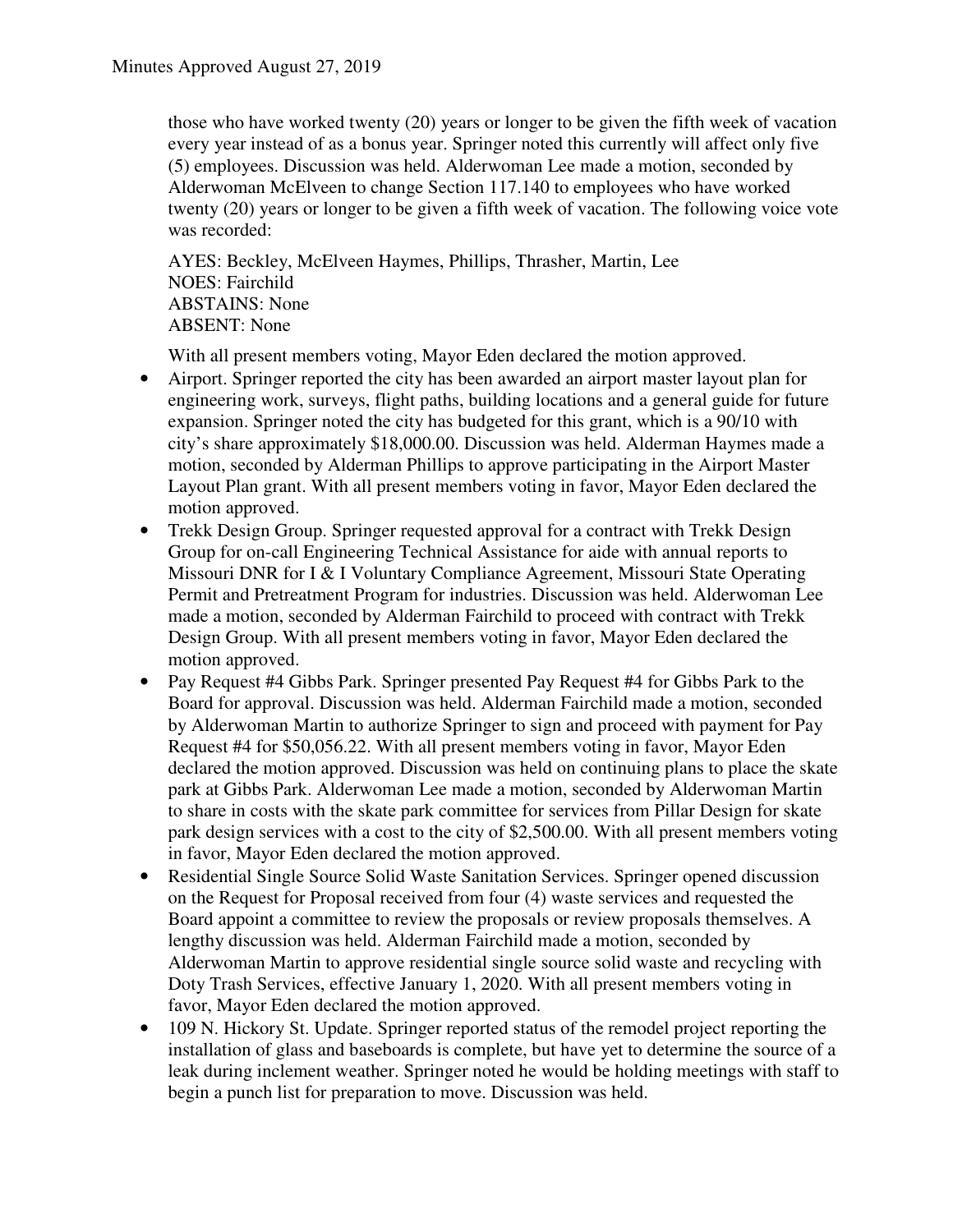those who have worked twenty (20) years or longer to be given the fifth week of vacation every year instead of as a bonus year. Springer noted this currently will affect only five (5) employees. Discussion was held. Alderwoman Lee made a motion, seconded by Alderwoman McElveen to change Section 117.140 to employees who have worked twenty (20) years or longer to be given a fifth week of vacation. The following voice vote was recorded:

AYES: Beckley, McElveen Haymes, Phillips, Thrasher, Martin, Lee
NOES: Fairchild
ABSTAINS: None
ABSENT: None

With all present members voting, Mayor Eden declared the motion approved.

- Airport. Springer reported the city has been awarded an airport master layout plan for engineering work, surveys, flight paths, building locations and a general guide for future expansion. Springer noted the city has budgeted for this grant, which is a 90/10 with city's share approximately $18,000.00. Discussion was held. Alderman Haymes made a motion, seconded by Alderman Phillips to approve participating in the Airport Master Layout Plan grant. With all present members voting in favor, Mayor Eden declared the motion approved.
- Trekk Design Group. Springer requested approval for a contract with Trekk Design Group for on-call Engineering Technical Assistance for aide with annual reports to Missouri DNR for I & I Voluntary Compliance Agreement, Missouri State Operating Permit and Pretreatment Program for industries. Discussion was held. Alderwoman Lee made a motion, seconded by Alderman Fairchild to proceed with contract with Trekk Design Group. With all present members voting in favor, Mayor Eden declared the motion approved.
- Pay Request #4 Gibbs Park. Springer presented Pay Request #4 for Gibbs Park to the Board for approval. Discussion was held. Alderman Fairchild made a motion, seconded by Alderwoman Martin to authorize Springer to sign and proceed with payment for Pay Request #4 for $50,056.22. With all present members voting in favor, Mayor Eden declared the motion approved. Discussion was held on continuing plans to place the skate park at Gibbs Park. Alderwoman Lee made a motion, seconded by Alderwoman Martin to share in costs with the skate park committee for services from Pillar Design for skate park design services with a cost to the city of $2,500.00. With all present members voting in favor, Mayor Eden declared the motion approved.
- Residential Single Source Solid Waste Sanitation Services. Springer opened discussion on the Request for Proposal received from four (4) waste services and requested the Board appoint a committee to review the proposals or review proposals themselves. A lengthy discussion was held. Alderman Fairchild made a motion, seconded by Alderwoman Martin to approve residential single source solid waste and recycling with Doty Trash Services, effective January 1, 2020. With all present members voting in favor, Mayor Eden declared the motion approved.
- 109 N. Hickory St. Update. Springer reported status of the remodel project reporting the installation of glass and baseboards is complete, but have yet to determine the source of a leak during inclement weather. Springer noted he would be holding meetings with staff to begin a punch list for preparation to move. Discussion was held.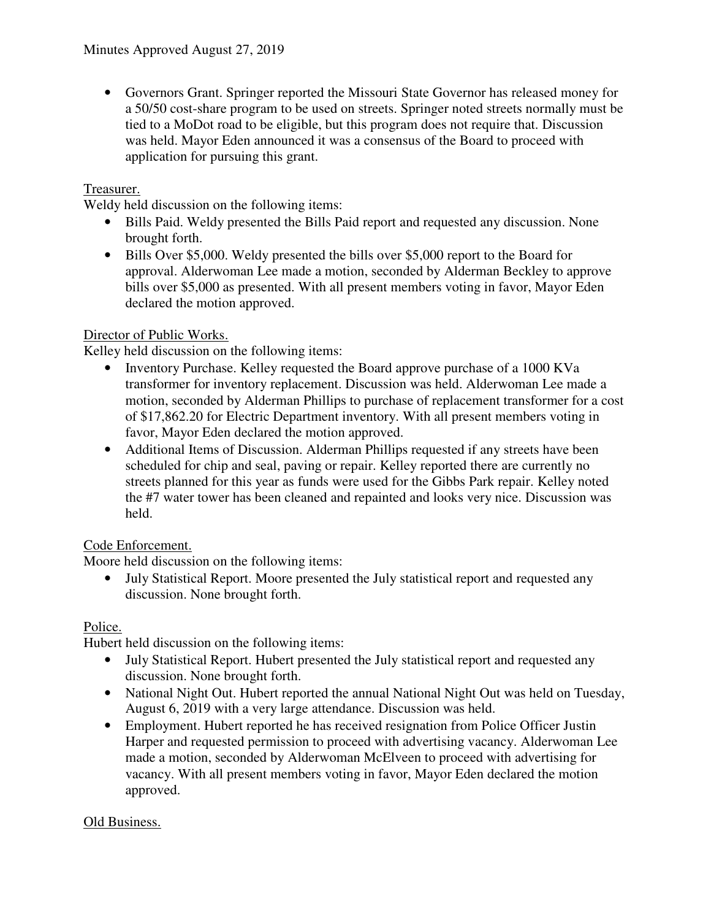- Governors Grant. Springer reported the Missouri State Governor has released money for a 50/50 cost-share program to be used on streets. Springer noted streets normally must be tied to a MoDot road to be eligible, but this program does not require that. Discussion was held. Mayor Eden announced it was a consensus of the Board to proceed with application for pursuing this grant.

<u>Treasurer.</u>

Weldy held discussion on the following items:

- Bills Paid. Weldy presented the Bills Paid report and requested any discussion. None brought forth.
- Bills Over $5,000. Weldy presented the bills over $5,000 report to the Board for approval. Alderwoman Lee made a motion, seconded by Alderman Beckley to approve bills over $5,000 as presented. With all present members voting in favor, Mayor Eden declared the motion approved.

<u>Director of Public Works.</u>

Kelley held discussion on the following items:

- Inventory Purchase. Kelley requested the Board approve purchase of a 1000 KVa transformer for inventory replacement. Discussion was held. Alderwoman Lee made a motion, seconded by Alderman Phillips to purchase of replacement transformer for a cost of $17,862.20 for Electric Department inventory. With all present members voting in favor, Mayor Eden declared the motion approved.
- Additional Items of Discussion. Alderman Phillips requested if any streets have been scheduled for chip and seal, paving or repair. Kelley reported there are currently no streets planned for this year as funds were used for the Gibbs Park repair. Kelley noted the #7 water tower has been cleaned and repainted and looks very nice. Discussion was held.

<u>Code Enforcement.</u>

Moore held discussion on the following items:

- July Statistical Report. Moore presented the July statistical report and requested any discussion. None brought forth.

<u>Police.</u>

Hubert held discussion on the following items:

- July Statistical Report. Hubert presented the July statistical report and requested any discussion. None brought forth.
- National Night Out. Hubert reported the annual National Night Out was held on Tuesday, August 6, 2019 with a very large attendance. Discussion was held.
- Employment. Hubert reported he has received resignation from Police Officer Justin Harper and requested permission to proceed with advertising vacancy. Alderwoman Lee made a motion, seconded by Alderwoman McElveen to proceed with advertising for vacancy. With all present members voting in favor, Mayor Eden declared the motion approved.

<u>Old Business.</u>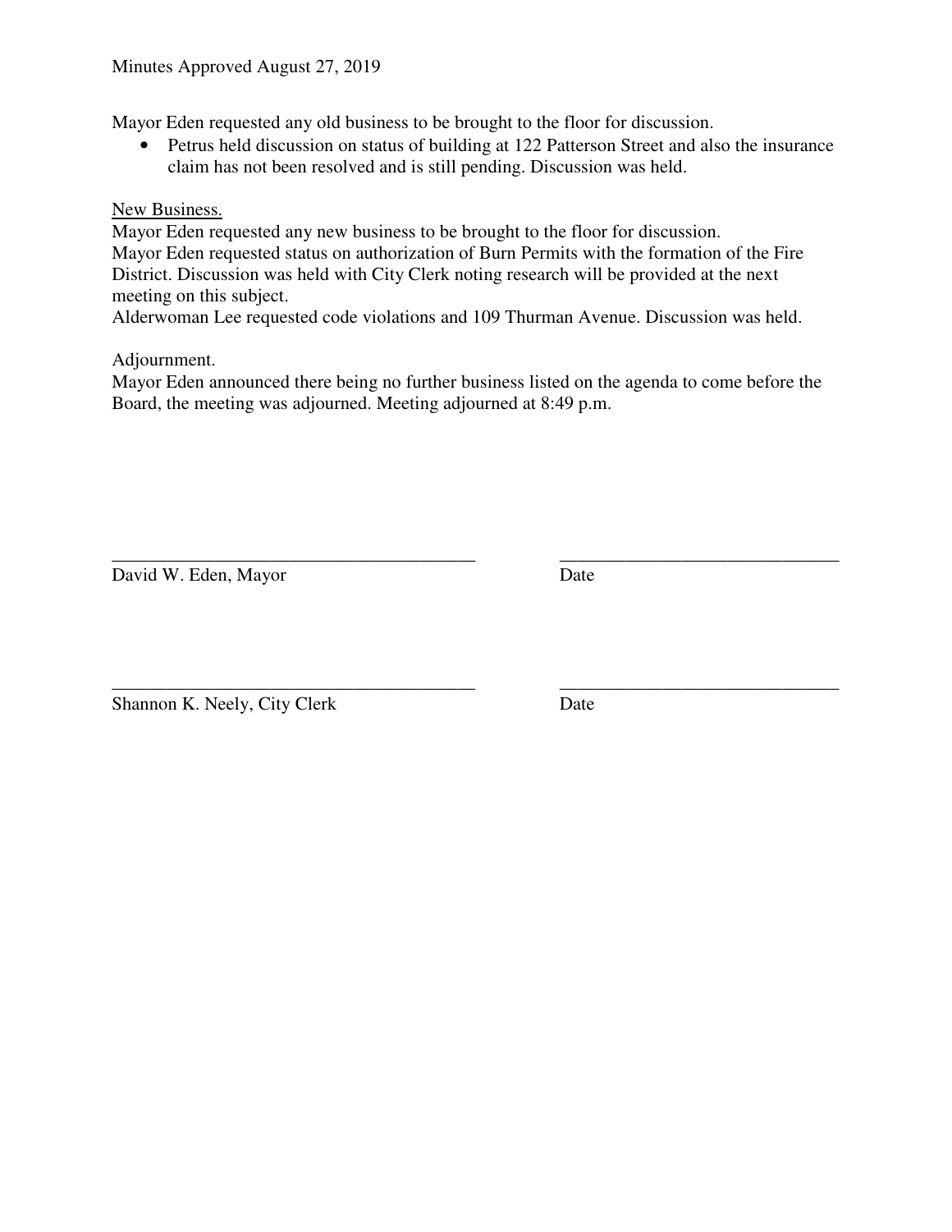Minutes Approved August 27, 2019

Mayor Eden requested any old business to be brought to the floor for discussion.

- Petrus held discussion on status of building at 122 Patterson Street and also the insurance claim has not been resolved and is still pending. Discussion was held.

<u>New Business.</u>

Mayor Eden requested any new business to be brought to the floor for discussion.
Mayor Eden requested status on authorization of Burn Permits with the formation of the Fire District. Discussion was held with City Clerk noting research will be provided at the next meeting on this subject.
Alderwoman Lee requested code violations and 109 Thurman Avenue. Discussion was held.

Adjournment.
Mayor Eden announced there being no further business listed on the agenda to come before the Board, the meeting was adjourned. Meeting adjourned at 8:49 p.m.

_________________________________________ _______________________________
David W. Eden, Mayor Date

_________________________________________ _______________________________
Shannon K. Neely, City Clerk Date